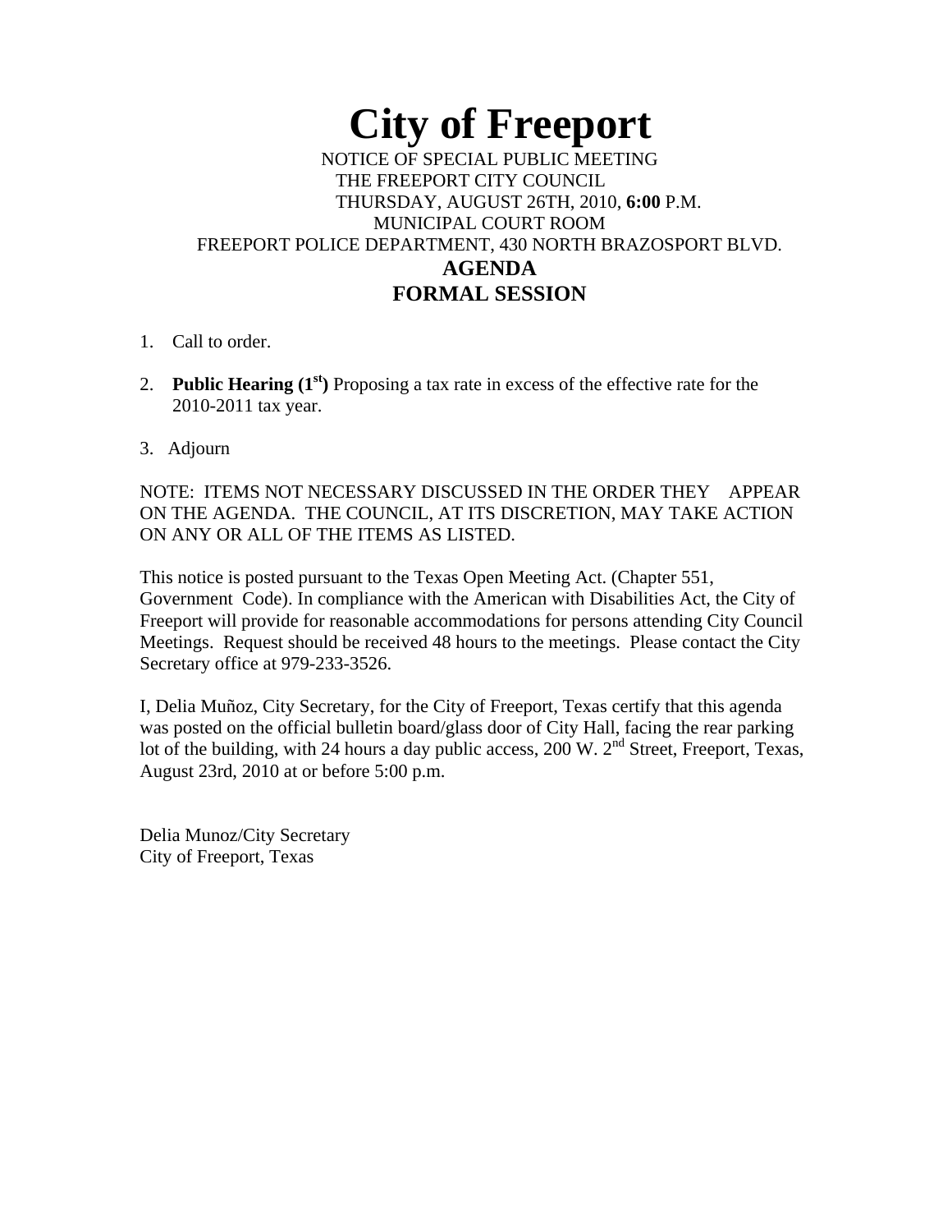# City of Freeport

NOTICE OF SPECIAL PUBLIC MEETING
THE FREEPORT CITY COUNCIL
THURSDAY, AUGUST 26TH, 2010, **6:00** P.M.
MUNICIPAL COURT ROOM
FREEPORT POLICE DEPARTMENT, 430 NORTH BRAZOSPORT BLVD.

## AGENDA
## FORMAL SESSION

1. Call to order.

2. **Public Hearing (1st)** Proposing a tax rate in excess of the effective rate for the 2010-2011 tax year.

3. Adjourn

NOTE: ITEMS NOT NECESSARY DISCUSSED IN THE ORDER THEY APPEAR ON THE AGENDA. THE COUNCIL, AT ITS DISCRETION, MAY TAKE ACTION ON ANY OR ALL OF THE ITEMS AS LISTED.

This notice is posted pursuant to the Texas Open Meeting Act. (Chapter 551, Government Code). In compliance with the American with Disabilities Act, the City of Freeport will provide for reasonable accommodations for persons attending City Council Meetings. Request should be received 48 hours to the meetings. Please contact the City Secretary office at 979-233-3526.

I, Delia Muñoz, City Secretary, for the City of Freeport, Texas certify that this agenda was posted on the official bulletin board/glass door of City Hall, facing the rear parking lot of the building, with 24 hours a day public access, 200 W. 2nd Street, Freeport, Texas, August 23rd, 2010 at or before 5:00 p.m.

Delia Munoz/City Secretary
City of Freeport, Texas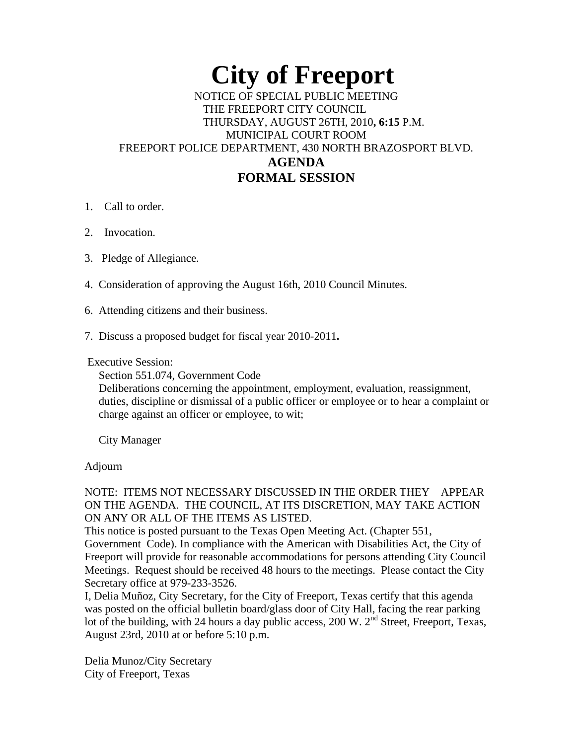# City of Freeport

NOTICE OF SPECIAL PUBLIC MEETING
THE FREEPORT CITY COUNCIL
THURSDAY, AUGUST 26TH, 2010**, 6:15** P.M.
MUNICIPAL COURT ROOM
FREEPORT POLICE DEPARTMENT, 430 NORTH BRAZOSPORT BLVD.

## AGENDA
## FORMAL SESSION

1. Call to order.

2. Invocation.

3. Pledge of Allegiance.

4. Consideration of approving the August 16th, 2010 Council Minutes.

6. Attending citizens and their business.

7. Discuss a proposed budget for fiscal year 2010-2011**.**

Executive Session:
Section 551.074, Government Code
Deliberations concerning the appointment, employment, evaluation, reassignment, duties, discipline or dismissal of a public officer or employee or to hear a complaint or charge against an officer or employee, to wit;

City Manager

Adjourn

NOTE: ITEMS NOT NECESSARY DISCUSSED IN THE ORDER THEY APPEAR ON THE AGENDA. THE COUNCIL, AT ITS DISCRETION, MAY TAKE ACTION ON ANY OR ALL OF THE ITEMS AS LISTED.
This notice is posted pursuant to the Texas Open Meeting Act. (Chapter 551, Government Code). In compliance with the American with Disabilities Act, the City of Freeport will provide for reasonable accommodations for persons attending City Council Meetings. Request should be received 48 hours to the meetings. Please contact the City Secretary office at 979-233-3526.
I, Delia Muñoz, City Secretary, for the City of Freeport, Texas certify that this agenda was posted on the official bulletin board/glass door of City Hall, facing the rear parking lot of the building, with 24 hours a day public access, 200 W. 2nd Street, Freeport, Texas, August 23rd, 2010 at or before 5:10 p.m.

Delia Munoz/City Secretary
City of Freeport, Texas